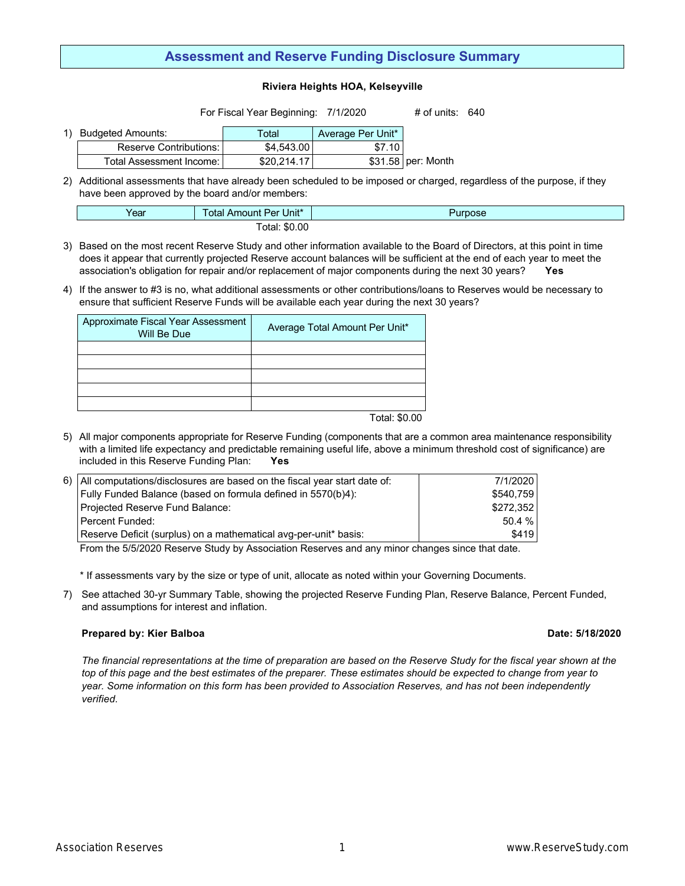# Assessment and Reserve Funding Disclosure Summary

**Riviera Heights HOA, Kelseyville**

For Fiscal Year Beginning: 7/1/2020 &nbsp;&nbsp;&nbsp;&nbsp; # of units: 640

1) Budgeted Amounts:

| | Total | Average Per Unit* | |
|---|---|---|---|
| Reserve Contributions: | $4,543.00 | $7.10 | |
| Total Assessment Income: | $20,214.17 | $31.58 | per: Month |

2) Additional assessments that have already been scheduled to be imposed or charged, regardless of the purpose, if they have been approved by the board and/or members:

| Year | Total Amount Per Unit* | Purpose |
|---|---|---|
| | Total: $0.00 | |

3) Based on the most recent Reserve Study and other information available to the Board of Directors, at this point in time does it appear that currently projected Reserve account balances will be sufficient at the end of each year to meet the association's obligation for repair and/or replacement of major components during the next 30 years? **Yes**

4) If the answer to #3 is no, what additional assessments or other contributions/loans to Reserves would be necessary to ensure that sufficient Reserve Funds will be available each year during the next 30 years?

| Approximate Fiscal Year Assessment Will Be Due | Average Total Amount Per Unit* |
|---|---|
| | |
| | |
| | |
| | |
| | |
| | Total: $0.00 |

5) All major components appropriate for Reserve Funding (components that are a common area maintenance responsibility with a limited life expectancy and predictable remaining useful life, above a minimum threshold cost of significance) are included in this Reserve Funding Plan: **Yes**

6)

| | |
|---|---|
| All computations/disclosures are based on the fiscal year start date of: | 7/1/2020 |
| Fully Funded Balance (based on formula defined in 5570(b)4): | $540,759 |
| Projected Reserve Fund Balance: | $272,352 |
| Percent Funded: | 50.4 % |
| Reserve Deficit (surplus) on a mathematical avg-per-unit* basis: | $419 |

From the 5/5/2020 Reserve Study by Association Reserves and any minor changes since that date.

\* If assessments vary by the size or type of unit, allocate as noted within your Governing Documents.

7) See attached 30-yr Summary Table, showing the projected Reserve Funding Plan, Reserve Balance, Percent Funded, and assumptions for interest and inflation.

**Prepared by: Kier Balboa** &nbsp;&nbsp;&nbsp;&nbsp; **Date: 5/18/2020**

*The financial representations at the time of preparation are based on the Reserve Study for the fiscal year shown at the top of this page and the best estimates of the preparer. These estimates should be expected to change from year to year. Some information on this form has been provided to Association Reserves, and has not been independently verified.*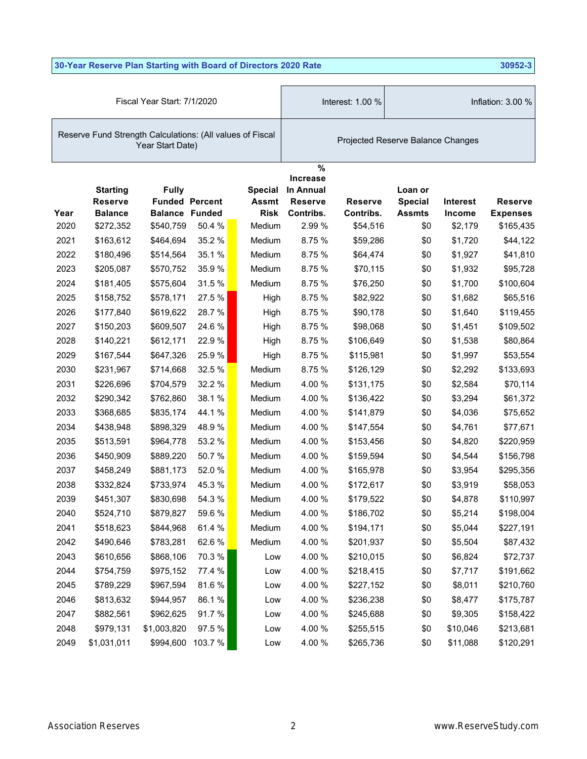| 30-Year Reserve Plan Starting with Board of Directors 2020 Rate | 30952-3 |
|---|---|

| Fiscal Year Start: 7/1/2020 | Interest: 1.00 % | Inflation: 3.00 % |
|---|---|---|
| Reserve Fund Strength Calculations: (All values of Fiscal Year Start Date) | Projected Reserve Balance Changes | |

| Year | Starting Reserve Balance | Fully Funded Balance | Percent Funded | Special Assmt Risk | % Increase In Annual Reserve Contribs. | Reserve Contribs. | Loan or Special Assmts | Interest Income | Reserve Expenses |
|---|---|---|---|---|---|---|---|---|---|
| 2020 | $272,352 | $540,759 | 50.4 % | Medium | 2.99 % | $54,516 | $0 | $2,179 | $165,435 |
| 2021 | $163,612 | $464,694 | 35.2 % | Medium | 8.75 % | $59,286 | $0 | $1,720 | $44,122 |
| 2022 | $180,496 | $514,564 | 35.1 % | Medium | 8.75 % | $64,474 | $0 | $1,927 | $41,810 |
| 2023 | $205,087 | $570,752 | 35.9 % | Medium | 8.75 % | $70,115 | $0 | $1,932 | $95,728 |
| 2024 | $181,405 | $575,604 | 31.5 % | Medium | 8.75 % | $76,250 | $0 | $1,700 | $100,604 |
| 2025 | $158,752 | $578,171 | 27.5 % | High | 8.75 % | $82,922 | $0 | $1,682 | $65,516 |
| 2026 | $177,840 | $619,622 | 28.7 % | High | 8.75 % | $90,178 | $0 | $1,640 | $119,455 |
| 2027 | $150,203 | $609,507 | 24.6 % | High | 8.75 % | $98,068 | $0 | $1,451 | $109,502 |
| 2028 | $140,221 | $612,171 | 22.9 % | High | 8.75 % | $106,649 | $0 | $1,538 | $80,864 |
| 2029 | $167,544 | $647,326 | 25.9 % | High | 8.75 % | $115,981 | $0 | $1,997 | $53,554 |
| 2030 | $231,967 | $714,668 | 32.5 % | Medium | 8.75 % | $126,129 | $0 | $2,292 | $133,693 |
| 2031 | $226,696 | $704,579 | 32.2 % | Medium | 4.00 % | $131,175 | $0 | $2,584 | $70,114 |
| 2032 | $290,342 | $762,860 | 38.1 % | Medium | 4.00 % | $136,422 | $0 | $3,294 | $61,372 |
| 2033 | $368,685 | $835,174 | 44.1 % | Medium | 4.00 % | $141,879 | $0 | $4,036 | $75,652 |
| 2034 | $438,948 | $898,329 | 48.9 % | Medium | 4.00 % | $147,554 | $0 | $4,761 | $77,671 |
| 2035 | $513,591 | $964,778 | 53.2 % | Medium | 4.00 % | $153,456 | $0 | $4,820 | $220,959 |
| 2036 | $450,909 | $889,220 | 50.7 % | Medium | 4.00 % | $159,594 | $0 | $4,544 | $156,798 |
| 2037 | $458,249 | $881,173 | 52.0 % | Medium | 4.00 % | $165,978 | $0 | $3,954 | $295,356 |
| 2038 | $332,824 | $733,974 | 45.3 % | Medium | 4.00 % | $172,617 | $0 | $3,919 | $58,053 |
| 2039 | $451,307 | $830,698 | 54.3 % | Medium | 4.00 % | $179,522 | $0 | $4,878 | $110,997 |
| 2040 | $524,710 | $879,827 | 59.6 % | Medium | 4.00 % | $186,702 | $0 | $5,214 | $198,004 |
| 2041 | $518,623 | $844,968 | 61.4 % | Medium | 4.00 % | $194,171 | $0 | $5,044 | $227,191 |
| 2042 | $490,646 | $783,281 | 62.6 % | Medium | 4.00 % | $201,937 | $0 | $5,504 | $87,432 |
| 2043 | $610,656 | $868,106 | 70.3 % | Low | 4.00 % | $210,015 | $0 | $6,824 | $72,737 |
| 2044 | $754,759 | $975,152 | 77.4 % | Low | 4.00 % | $218,415 | $0 | $7,717 | $191,662 |
| 2045 | $789,229 | $967,594 | 81.6 % | Low | 4.00 % | $227,152 | $0 | $8,011 | $210,760 |
| 2046 | $813,632 | $944,957 | 86.1 % | Low | 4.00 % | $236,238 | $0 | $8,477 | $175,787 |
| 2047 | $882,561 | $962,625 | 91.7 % | Low | 4.00 % | $245,688 | $0 | $9,305 | $158,422 |
| 2048 | $979,131 | $1,003,820 | 97.5 % | Low | 4.00 % | $255,515 | $0 | $10,046 | $213,681 |
| 2049 | $1,031,011 | $994,600 | 103.7 % | Low | 4.00 % | $265,736 | $0 | $11,088 | $120,291 |